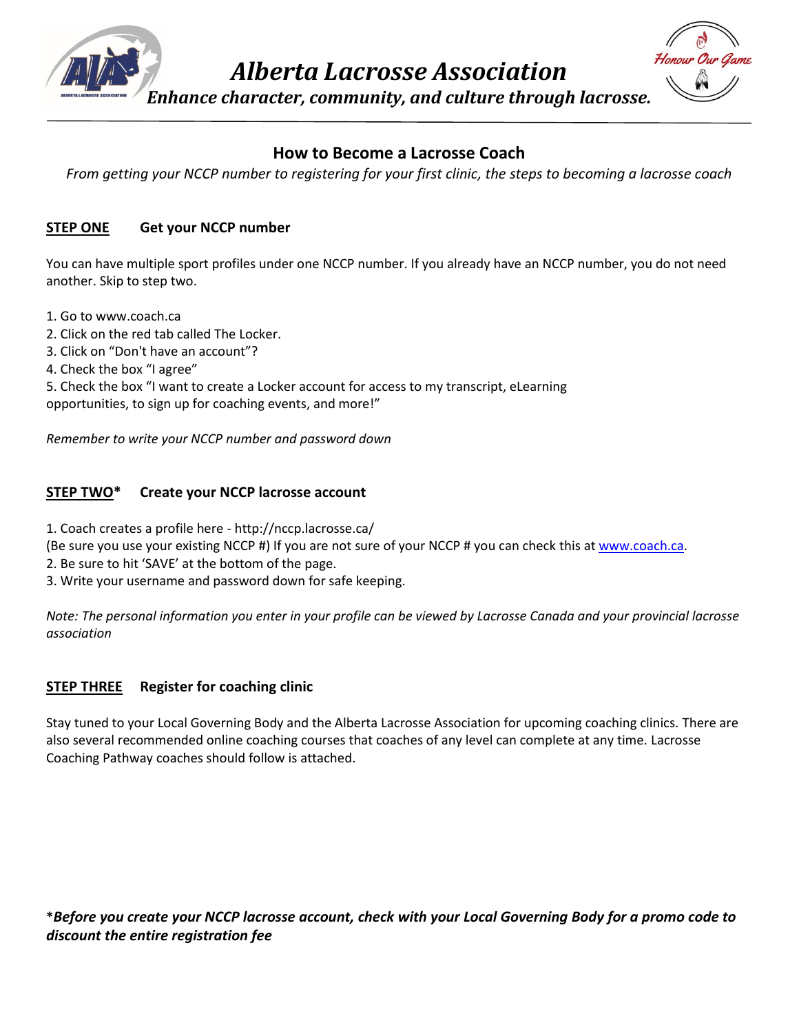# Alberta Lacrosse Association

*Enhance character, community, and culture through lacrosse.*

## How to Become a Lacrosse Coach

*From getting your NCCP number to registering for your first clinic, the steps to becoming a lacrosse coach*

### STEP ONE Get your NCCP number

You can have multiple sport profiles under one NCCP number. If you already have an NCCP number, you do not need another. Skip to step two.

1. Go to www.coach.ca
2. Click on the red tab called The Locker.
3. Click on "Don't have an account"?
4. Check the box "I agree"
5. Check the box "I want to create a Locker account for access to my transcript, eLearning opportunities, to sign up for coaching events, and more!"

*Remember to write your NCCP number and password down*

### STEP TWO* Create your NCCP lacrosse account

1. Coach creates a profile here - http://nccp.lacrosse.ca/
(Be sure you use your existing NCCP #) If you are not sure of your NCCP # you can check this at www.coach.ca.
2. Be sure to hit 'SAVE' at the bottom of the page.
3. Write your username and password down for safe keeping.

*Note: The personal information you enter in your profile can be viewed by Lacrosse Canada and your provincial lacrosse association*

### STEP THREE Register for coaching clinic

Stay tuned to your Local Governing Body and the Alberta Lacrosse Association for upcoming coaching clinics. There are also several recommended online coaching courses that coaches of any level can complete at any time. Lacrosse Coaching Pathway coaches should follow is attached.

**\****Before you create your NCCP lacrosse account, check with your Local Governing Body for a promo code to discount the entire registration fee***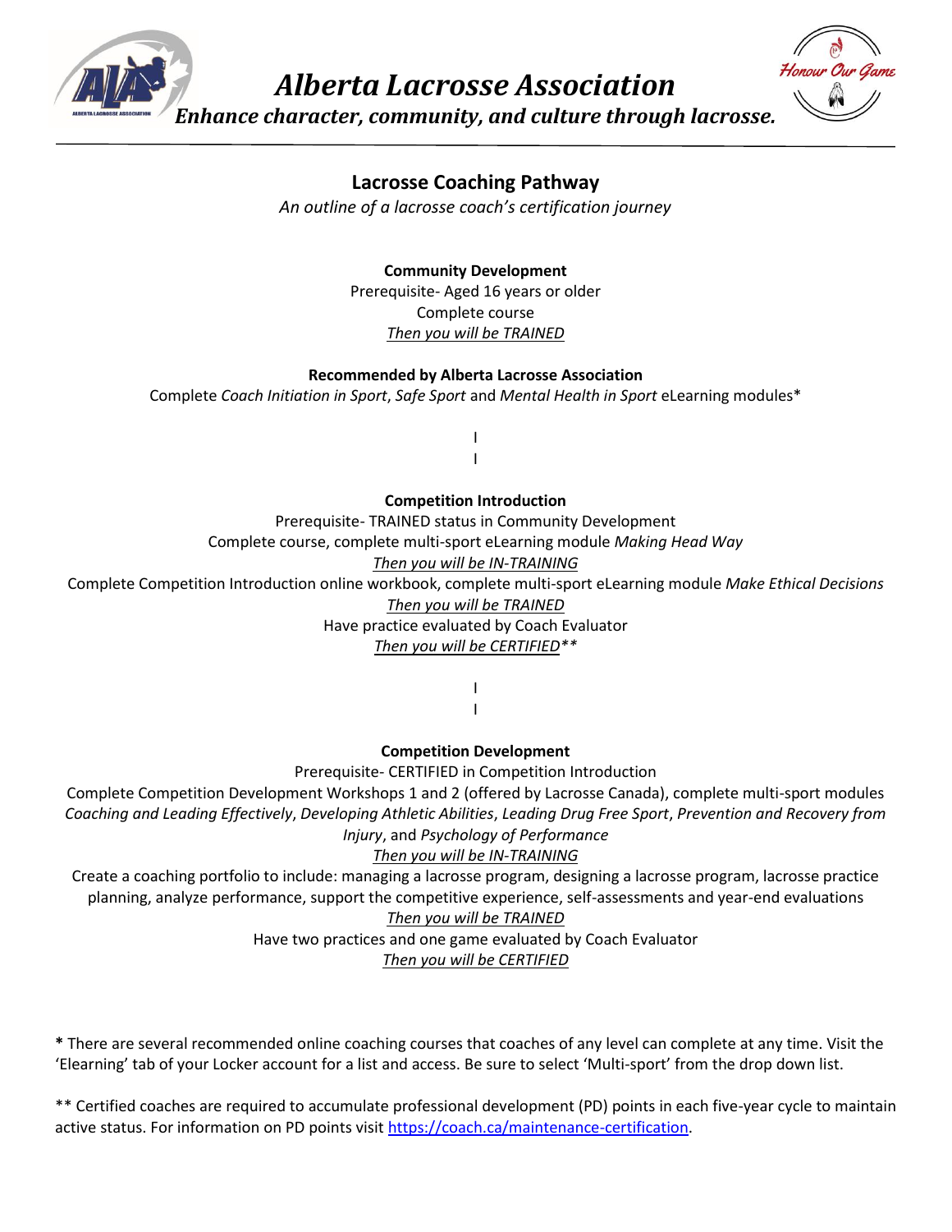# Alberta Lacrosse Association

***Enhance character, community, and culture through lacrosse.***

## Lacrosse Coaching Pathway

*An outline of a lacrosse coach's certification journey*

**Community Development**

Prerequisite- Aged 16 years or older

Complete course

*Then you will be TRAINED*

**Recommended by Alberta Lacrosse Association**

Complete *Coach Initiation in Sport*, *Safe Sport* and *Mental Health in Sport* eLearning modules*

I
I

**Competition Introduction**

Prerequisite- TRAINED status in Community Development

Complete course, complete multi-sport eLearning module *Making Head Way*

*Then you will be IN-TRAINING*

Complete Competition Introduction online workbook, complete multi-sport eLearning module *Make Ethical Decisions*

*Then you will be TRAINED*

Have practice evaluated by Coach Evaluator

*Then you will be CERTIFIED***

I
I

**Competition Development**

Prerequisite- CERTIFIED in Competition Introduction

Complete Competition Development Workshops 1 and 2 (offered by Lacrosse Canada), complete multi-sport modules *Coaching and Leading Effectively*, *Developing Athletic Abilities*, *Leading Drug Free Sport*, *Prevention and Recovery from Injury*, and *Psychology of Performance*

*Then you will be IN-TRAINING*

Create a coaching portfolio to include: managing a lacrosse program, designing a lacrosse program, lacrosse practice planning, analyze performance, support the competitive experience, self-assessments and year-end evaluations

*Then you will be TRAINED*

Have two practices and one game evaluated by Coach Evaluator

*Then you will be CERTIFIED*

**\*** There are several recommended online coaching courses that coaches of any level can complete at any time. Visit the 'Elearning' tab of your Locker account for a list and access. Be sure to select 'Multi-sport' from the drop down list.

** Certified coaches are required to accumulate professional development (PD) points in each five-year cycle to maintain active status. For information on PD points visit https://coach.ca/maintenance-certification.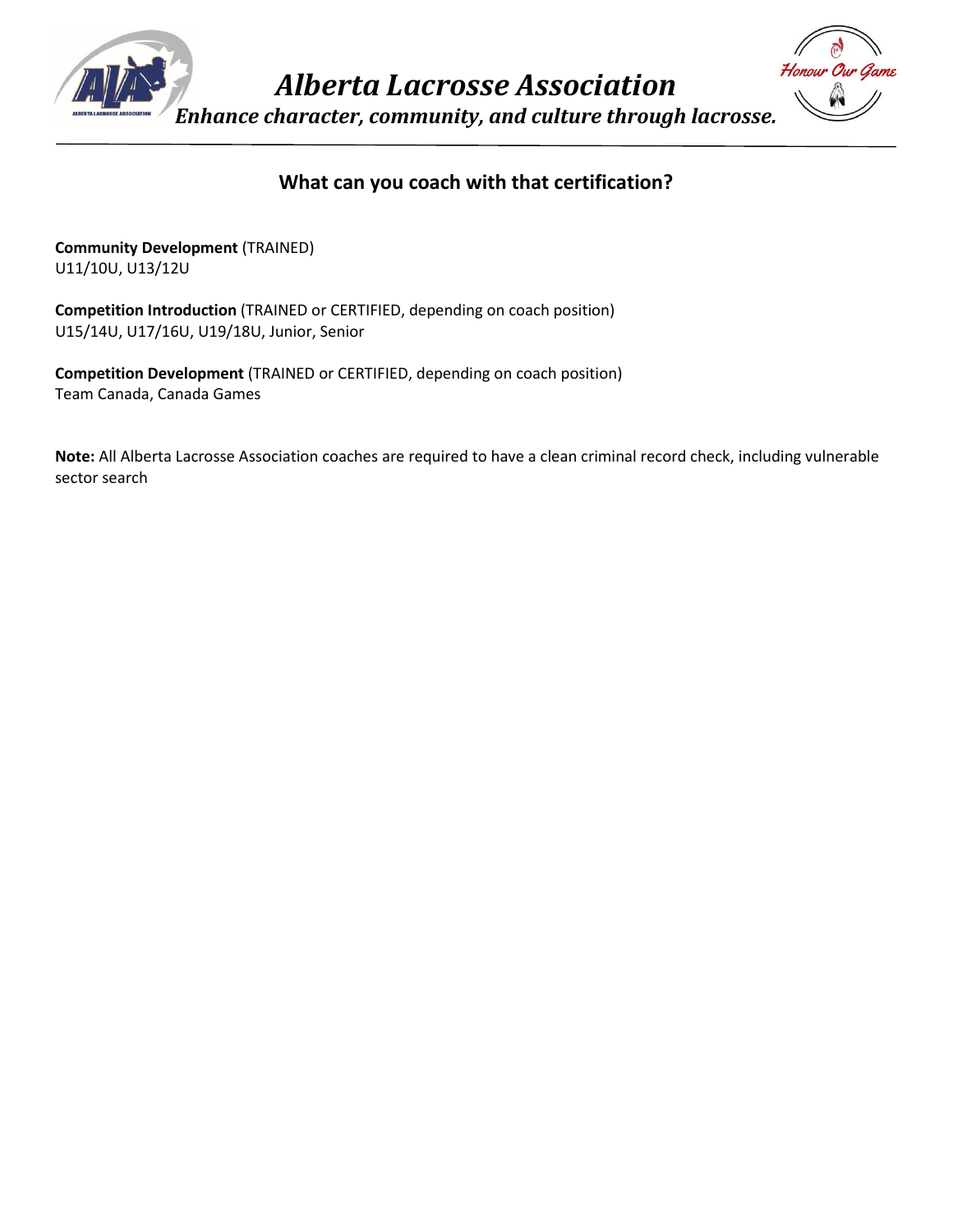## What can you coach with that certification?

**Community Development** (TRAINED)
U11/10U, U13/12U

**Competition Introduction** (TRAINED or CERTIFIED, depending on coach position)
U15/14U, U17/16U, U19/18U, Junior, Senior

**Competition Development** (TRAINED or CERTIFIED, depending on coach position)
Team Canada, Canada Games

**Note:** All Alberta Lacrosse Association coaches are required to have a clean criminal record check, including vulnerable sector search